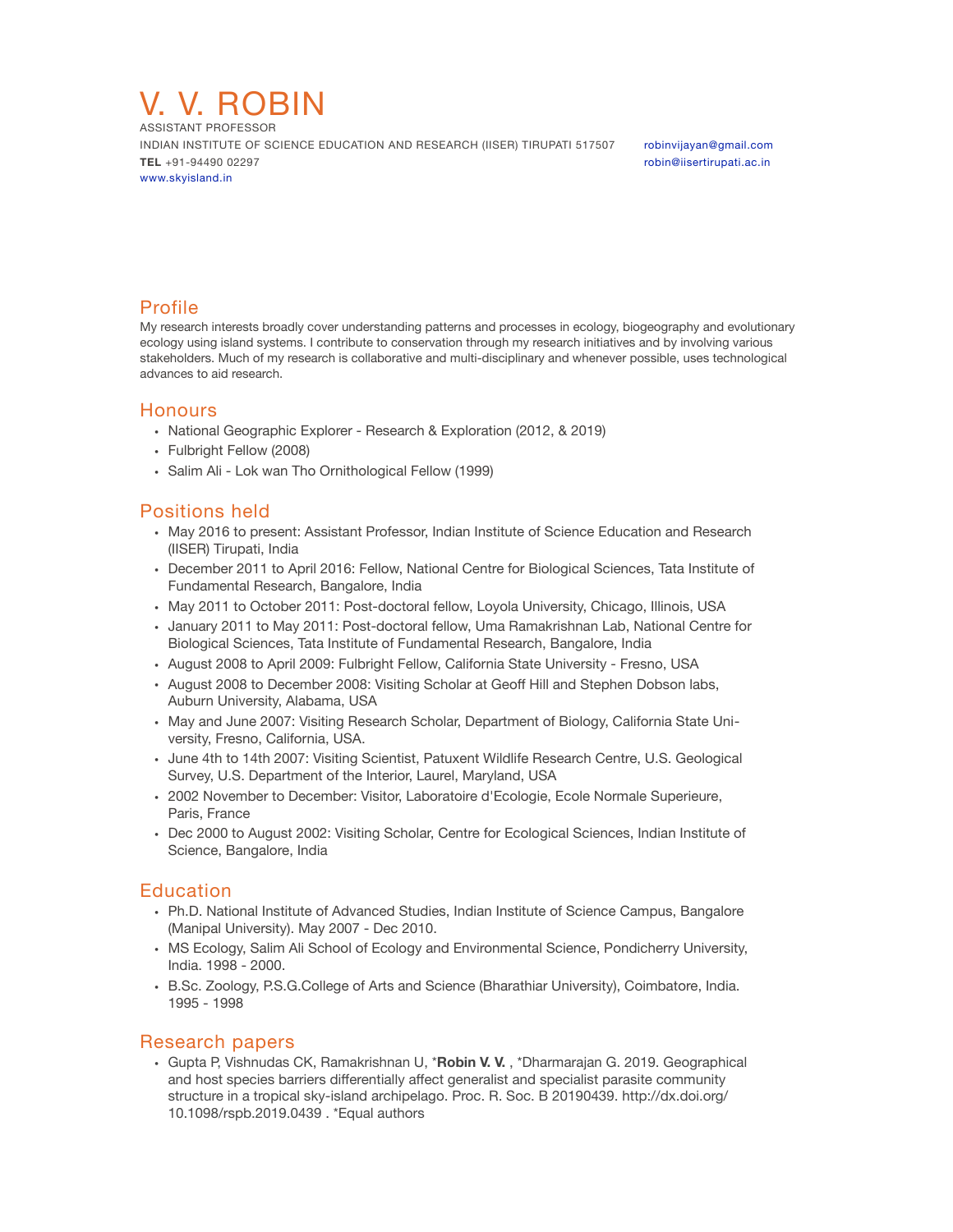# V. V. ROBIN

ASSISTANT PROFESSOR

INDIAN INSTITUTE OF SCIENCE EDUCATION AND RESEARCH (IISER) TIRUPATI 517507

**TEL** +91-94490 02297

www.skyisland.in

robinvijayan@gmail.com

robin@iisertirupati.ac.in

## Profile

My research interests broadly cover understanding patterns and processes in ecology, biogeography and evolutionary ecology using island systems. I contribute to conservation through my research initiatives and by involving various stakeholders. Much of my research is collaborative and multi-disciplinary and whenever possible, uses technological advances to aid research.

## Honours

- National Geographic Explorer - Research & Exploration (2012, & 2019)
- Fulbright Fellow (2008)
- Salim Ali - Lok wan Tho Ornithological Fellow (1999)

## Positions held

- May 2016 to present: Assistant Professor, Indian Institute of Science Education and Research (IISER) Tirupati, India
- December 2011 to April 2016: Fellow, National Centre for Biological Sciences, Tata Institute of Fundamental Research, Bangalore, India
- May 2011 to October 2011: Post-doctoral fellow, Loyola University, Chicago, Illinois, USA
- January 2011 to May 2011: Post-doctoral fellow, Uma Ramakrishnan Lab, National Centre for Biological Sciences, Tata Institute of Fundamental Research, Bangalore, India
- August 2008 to April 2009: Fulbright Fellow, California State University - Fresno, USA
- August 2008 to December 2008: Visiting Scholar at Geoff Hill and Stephen Dobson labs, Auburn University, Alabama, USA
- May and June 2007: Visiting Research Scholar, Department of Biology, California State University, Fresno, California, USA.
- June 4th to 14th 2007: Visiting Scientist, Patuxent Wildlife Research Centre, U.S. Geological Survey, U.S. Department of the Interior, Laurel, Maryland, USA
- 2002 November to December: Visitor, Laboratoire d'Ecologie, Ecole Normale Superieure, Paris, France
- Dec 2000 to August 2002: Visiting Scholar, Centre for Ecological Sciences, Indian Institute of Science, Bangalore, India

## Education

- Ph.D. National Institute of Advanced Studies, Indian Institute of Science Campus, Bangalore (Manipal University). May 2007 - Dec 2010.
- MS Ecology, Salim Ali School of Ecology and Environmental Science, Pondicherry University, India. 1998 - 2000.
- B.Sc. Zoology, P.S.G.College of Arts and Science (Bharathiar University), Coimbatore, India. 1995 - 1998

## Research papers

- Gupta P, Vishnudas CK, Ramakrishnan U, *​**Robin V. V.** , *Dharmarajan G. 2019. Geographical and host species barriers differentially affect generalist and specialist parasite community structure in a tropical sky-island archipelago. Proc. R. Soc. B 20190439. http://dx.doi.org/10.1098/rspb.2019.0439 . *Equal authors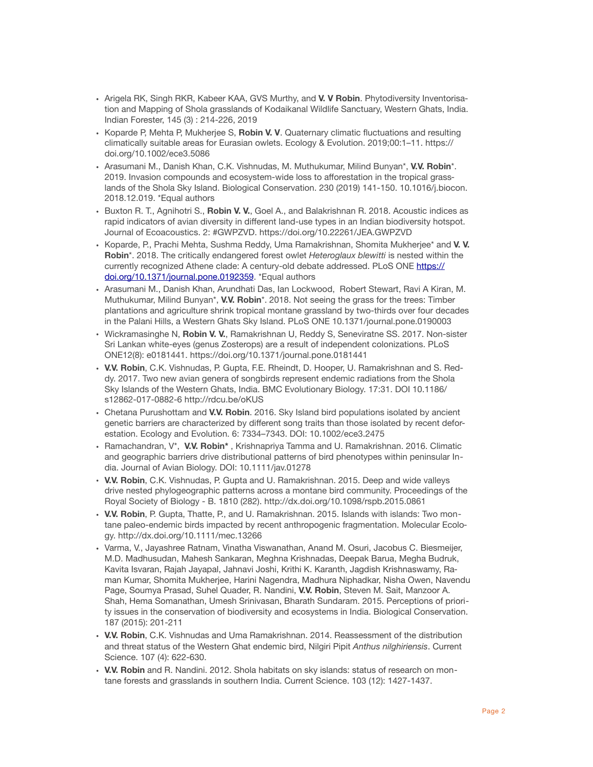- Arigela RK, Singh RKR, Kabeer KAA, GVS Murthy, and **V. V Robin**. Phytodiversity Inventorisation and Mapping of Shola grasslands of Kodaikanal Wildlife Sanctuary, Western Ghats, India. Indian Forester, 145 (3) : 214-226, 2019
- Koparde P, Mehta P, Mukherjee S, **Robin V. V**. Quaternary climatic fluctuations and resulting climatically suitable areas for Eurasian owlets. Ecology & Evolution. 2019;00:1–11. https://doi.org/10.1002/ece3.5086
- Arasumani M., Danish Khan, C.K. Vishnudas, M. Muthukumar, Milind Bunyan*, **V.V. Robin***. 2019. Invasion compounds and ecosystem-wide loss to afforestation in the tropical grasslands of the Shola Sky Island. Biological Conservation. 230 (2019) 141-150. 10.1016/j.biocon.2018.12.019. *Equal authors
- Buxton R. T., Agnihotri S., **Robin V. V.**, Goel A., and Balakrishnan R. 2018. Acoustic indices as rapid indicators of avian diversity in different land-use types in an Indian biodiversity hotspot. Journal of Ecoacoustics. 2: #GWPZVD. https://doi.org/10.22261/JEA.GWPZVD
- Koparde, P., Prachi Mehta, Sushma Reddy, Uma Ramakrishnan, Shomita Mukherjee* and **V. V. Robin***. 2018. The critically endangered forest owlet *Heteroglaux blewitti* is nested within the currently recognized Athene clade: A century-old debate addressed. PLoS ONE [https://doi.org/10.1371/journal.pone.0192359](https://doi.org/10.1371/journal.pone.0192359). *Equal authors
- Arasumani M., Danish Khan, Arundhati Das, Ian Lockwood, Robert Stewart, Ravi A Kiran, M. Muthukumar, Milind Bunyan*, **V.V. Robin***. 2018. Not seeing the grass for the trees: Timber plantations and agriculture shrink tropical montane grassland by two-thirds over four decades in the Palani Hills, a Western Ghats Sky Island. PLoS ONE 10.1371/journal.pone.0190003
- Wickramasinghe N, **Robin V. V.**, Ramakrishnan U, Reddy S, Seneviratne SS. 2017. Non-sister Sri Lankan white-eyes (genus Zosterops) are a result of independent colonizations. PLoS ONE12(8): e0181441. https://doi.org/10.1371/journal.pone.0181441
- **V.V. Robin**, C.K. Vishnudas, P. Gupta, F.E. Rheindt, D. Hooper, U. Ramakrishnan and S. Reddy. 2017. Two new avian genera of songbirds represent endemic radiations from the Shola Sky Islands of the Western Ghats, India. BMC Evolutionary Biology. 17:31. DOI 10.1186/s12862-017-0882-6 http://rdcu.be/oKUS
- Chetana Purushottam and **V.V. Robin**. 2016. Sky Island bird populations isolated by ancient genetic barriers are characterized by different song traits than those isolated by recent deforestation. Ecology and Evolution. 6: 7334–7343. DOI: 10.1002/ece3.2475
- Ramachandran, V*, **V.V. Robin*** , Krishnapriya Tamma and U. Ramakrishnan. 2016. Climatic and geographic barriers drive distributional patterns of bird phenotypes within peninsular India. Journal of Avian Biology. DOI: 10.1111/jav.01278
- **V.V. Robin**, C.K. Vishnudas, P. Gupta and U. Ramakrishnan. 2015. Deep and wide valleys drive nested phylogeographic patterns across a montane bird community. Proceedings of the Royal Society of Biology - B. 1810 (282). http://dx.doi.org/10.1098/rspb.2015.0861
- **V.V. Robin**, P. Gupta, Thatte, P., and U. Ramakrishnan. 2015. Islands with islands: Two montane paleo-endemic birds impacted by recent anthropogenic fragmentation. Molecular Ecology. http://dx.doi.org/10.1111/mec.13266
- Varma, V., Jayashree Ratnam, Vinatha Viswanathan, Anand M. Osuri, Jacobus C. Biesmeijer, M.D. Madhusudan, Mahesh Sankaran, Meghna Krishnadas, Deepak Barua, Megha Budruk, Kavita Isvaran, Rajah Jayapal, Jahnavi Joshi, Krithi K. Karanth, Jagdish Krishnaswamy, Raman Kumar, Shomita Mukherjee, Harini Nagendra, Madhura Niphadkar, Nisha Owen, Navendu Page, Soumya Prasad, Suhel Quader, R. Nandini, **V.V. Robin**, Steven M. Sait, Manzoor A. Shah, Hema Somanathan, Umesh Srinivasan, Bharath Sundaram. 2015. Perceptions of priority issues in the conservation of biodiversity and ecosystems in India. Biological Conservation. 187 (2015): 201-211
- **V.V. Robin**, C.K. Vishnudas and Uma Ramakrishnan. 2014. Reassessment of the distribution and threat status of the Western Ghat endemic bird, Nilgiri Pipit *Anthus nilghiriensis*. Current Science. 107 (4): 622-630.
- **V.V. Robin** and R. Nandini. 2012. Shola habitats on sky islands: status of research on montane forests and grasslands in southern India. Current Science. 103 (12): 1427-1437.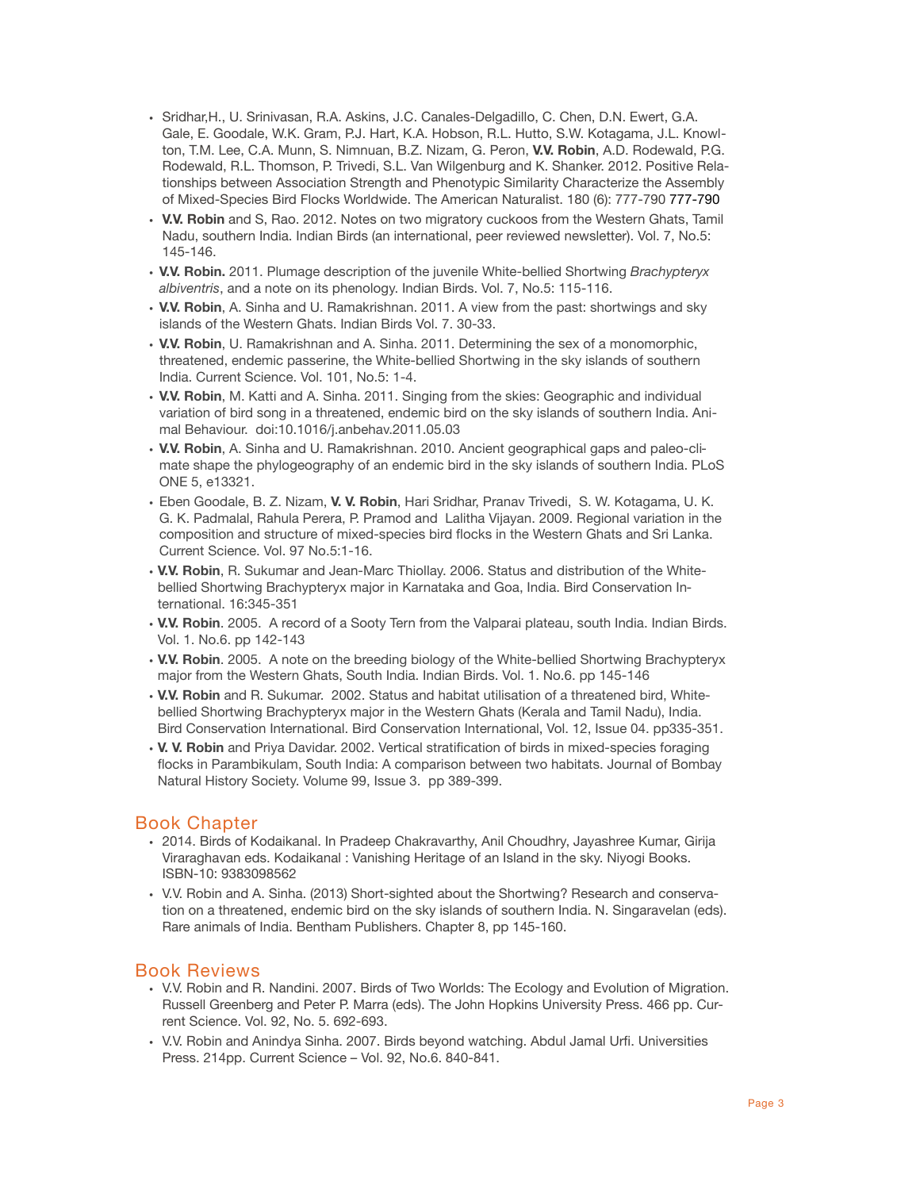- Sridhar,H., U. Srinivasan, R.A. Askins, J.C. Canales-Delgadillo, C. Chen, D.N. Ewert, G.A. Gale, E. Goodale, W.K. Gram, P.J. Hart, K.A. Hobson, R.L. Hutto, S.W. Kotagama, J.L. Knowlton, T.M. Lee, C.A. Munn, S. Nimnuan, B.Z. Nizam, G. Peron, **V.V. Robin**, A.D. Rodewald, P.G. Rodewald, R.L. Thomson, P. Trivedi, S.L. Van Wilgenburg and K. Shanker. 2012. Positive Relationships between Association Strength and Phenotypic Similarity Characterize the Assembly of Mixed-Species Bird Flocks Worldwide. The American Naturalist. 180 (6): 777-790 777-790
- **V.V. Robin** and S, Rao. 2012. Notes on two migratory cuckoos from the Western Ghats, Tamil Nadu, southern India. Indian Birds (an international, peer reviewed newsletter). Vol. 7, No.5: 145-146.
- **V.V. Robin.** 2011. Plumage description of the juvenile White-bellied Shortwing *Brachypteryx albiventris*, and a note on its phenology. Indian Birds. Vol. 7, No.5: 115-116.
- **V.V. Robin**, A. Sinha and U. Ramakrishnan. 2011. A view from the past: shortwings and sky islands of the Western Ghats. Indian Birds Vol. 7. 30-33.
- **V.V. Robin**, U. Ramakrishnan and A. Sinha. 2011. Determining the sex of a monomorphic, threatened, endemic passerine, the White-bellied Shortwing in the sky islands of southern India. Current Science. Vol. 101, No.5: 1-4.
- **V.V. Robin**, M. Katti and A. Sinha. 2011. Singing from the skies: Geographic and individual variation of bird song in a threatened, endemic bird on the sky islands of southern India. Animal Behaviour. doi:10.1016/j.anbehav.2011.05.03
- **V.V. Robin**, A. Sinha and U. Ramakrishnan. 2010. Ancient geographical gaps and paleo-climate shape the phylogeography of an endemic bird in the sky islands of southern India. PLoS ONE 5, e13321.
- Eben Goodale, B. Z. Nizam, **V. V. Robin**, Hari Sridhar, Pranav Trivedi, S. W. Kotagama, U. K. G. K. Padmalal, Rahula Perera, P. Pramod and Lalitha Vijayan. 2009. Regional variation in the composition and structure of mixed-species bird flocks in the Western Ghats and Sri Lanka. Current Science. Vol. 97 No.5:1-16.
- **V.V. Robin**, R. Sukumar and Jean-Marc Thiollay. 2006. Status and distribution of the White-bellied Shortwing Brachypteryx major in Karnataka and Goa, India. Bird Conservation International. 16:345-351
- **V.V. Robin**. 2005. A record of a Sooty Tern from the Valparai plateau, south India. Indian Birds. Vol. 1. No.6. pp 142-143
- **V.V. Robin**. 2005. A note on the breeding biology of the White-bellied Shortwing Brachypteryx major from the Western Ghats, South India. Indian Birds. Vol. 1. No.6. pp 145-146
- **V.V. Robin** and R. Sukumar. 2002. Status and habitat utilisation of a threatened bird, White-bellied Shortwing Brachypteryx major in the Western Ghats (Kerala and Tamil Nadu), India. Bird Conservation International. Bird Conservation International, Vol. 12, Issue 04. pp335-351.
- **V. V. Robin** and Priya Davidar. 2002. Vertical stratification of birds in mixed-species foraging flocks in Parambikulam, South India: A comparison between two habitats. Journal of Bombay Natural History Society. Volume 99, Issue 3. pp 389-399.

## Book Chapter

- 2014. Birds of Kodaikanal. In Pradeep Chakravarthy, Anil Choudhry, Jayashree Kumar, Girija Viraraghavan eds. Kodaikanal : Vanishing Heritage of an Island in the sky. Niyogi Books. ISBN-10: 9383098562
- V.V. Robin and A. Sinha. (2013) Short-sighted about the Shortwing? Research and conservation on a threatened, endemic bird on the sky islands of southern India. N. Singaravelan (eds). Rare animals of India. Bentham Publishers. Chapter 8, pp 145-160.

## Book Reviews

- V.V. Robin and R. Nandini. 2007. Birds of Two Worlds: The Ecology and Evolution of Migration. Russell Greenberg and Peter P. Marra (eds). The John Hopkins University Press. 466 pp. Current Science. Vol. 92, No. 5. 692-693.
- V.V. Robin and Anindya Sinha. 2007. Birds beyond watching. Abdul Jamal Urfi. Universities Press. 214pp. Current Science – Vol. 92, No.6. 840-841.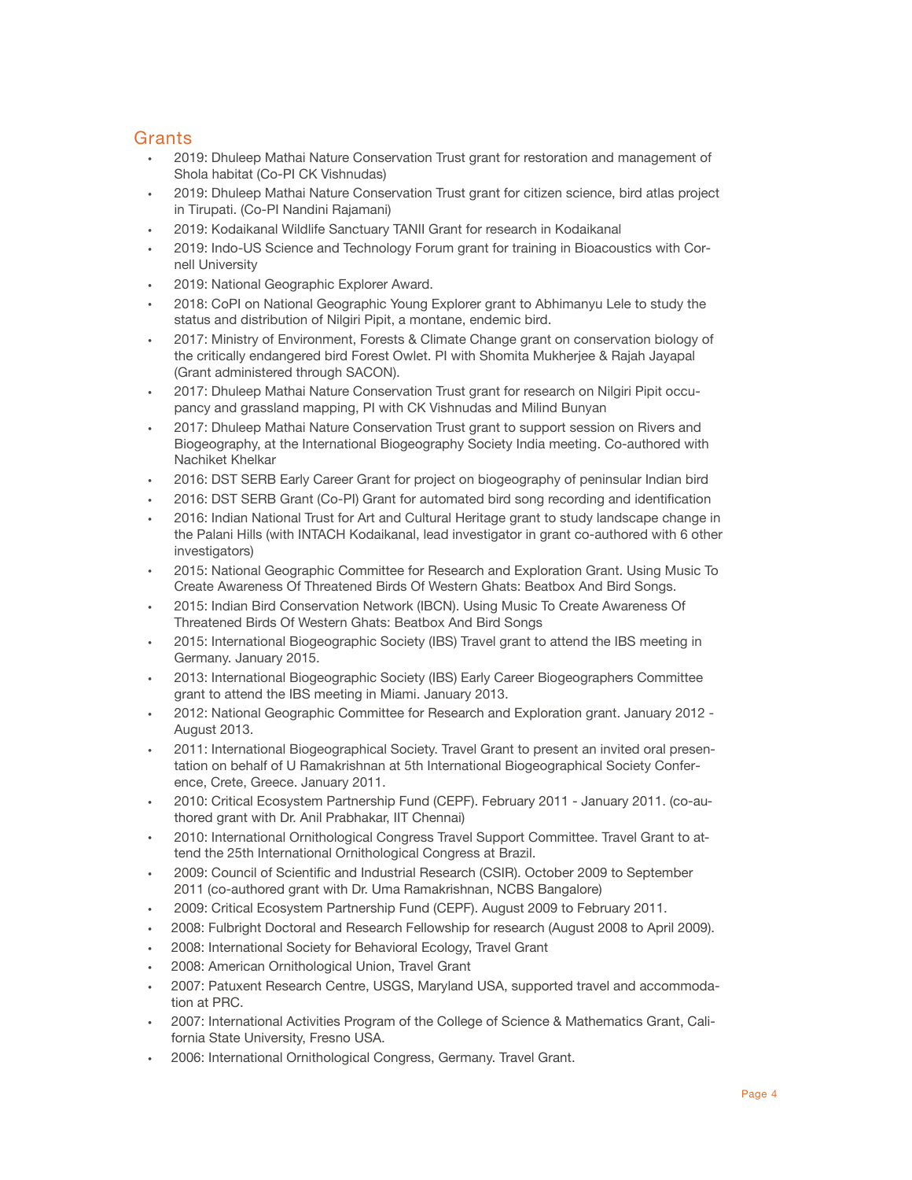## Grants

- 2019: Dhuleep Mathai Nature Conservation Trust grant for restoration and management of Shola habitat (Co-PI CK Vishnudas)
- 2019: Dhuleep Mathai Nature Conservation Trust grant for citizen science, bird atlas project in Tirupati. (Co-PI Nandini Rajamani)
- 2019: Kodaikanal Wildlife Sanctuary TANII Grant for research in Kodaikanal
- 2019: Indo-US Science and Technology Forum grant for training in Bioacoustics with Cornell University
- 2019: National Geographic Explorer Award.
- 2018: CoPI on National Geographic Young Explorer grant to Abhimanyu Lele to study the status and distribution of Nilgiri Pipit, a montane, endemic bird.
- 2017: Ministry of Environment, Forests & Climate Change grant on conservation biology of the critically endangered bird Forest Owlet. PI with Shomita Mukherjee & Rajah Jayapal (Grant administered through SACON).
- 2017: Dhuleep Mathai Nature Conservation Trust grant for research on Nilgiri Pipit occupancy and grassland mapping, PI with CK Vishnudas and Milind Bunyan
- 2017: Dhuleep Mathai Nature Conservation Trust grant to support session on Rivers and Biogeography, at the International Biogeography Society India meeting. Co-authored with Nachiket Khelkar
- 2016: DST SERB Early Career Grant for project on biogeography of peninsular Indian bird
- 2016: DST SERB Grant (Co-PI) Grant for automated bird song recording and identification
- 2016: Indian National Trust for Art and Cultural Heritage grant to study landscape change in the Palani Hills (with INTACH Kodaikanal, lead investigator in grant co-authored with 6 other investigators)
- 2015: National Geographic Committee for Research and Exploration Grant. Using Music To Create Awareness Of Threatened Birds Of Western Ghats: Beatbox And Bird Songs.
- 2015: Indian Bird Conservation Network (IBCN). Using Music To Create Awareness Of Threatened Birds Of Western Ghats: Beatbox And Bird Songs
- 2015: International Biogeographic Society (IBS) Travel grant to attend the IBS meeting in Germany. January 2015.
- 2013: International Biogeographic Society (IBS) Early Career Biogeographers Committee grant to attend the IBS meeting in Miami. January 2013.
- 2012: National Geographic Committee for Research and Exploration grant. January 2012 - August 2013.
- 2011: International Biogeographical Society. Travel Grant to present an invited oral presentation on behalf of U Ramakrishnan at 5th International Biogeographical Society Conference, Crete, Greece. January 2011.
- 2010: Critical Ecosystem Partnership Fund (CEPF). February 2011 - January 2011. (co-authored grant with Dr. Anil Prabhakar, IIT Chennai)
- 2010: International Ornithological Congress Travel Support Committee. Travel Grant to attend the 25th International Ornithological Congress at Brazil.
- 2009: Council of Scientific and Industrial Research (CSIR). October 2009 to September 2011 (co-authored grant with Dr. Uma Ramakrishnan, NCBS Bangalore)
- 2009: Critical Ecosystem Partnership Fund (CEPF). August 2009 to February 2011.
- 2008: Fulbright Doctoral and Research Fellowship for research (August 2008 to April 2009).
- 2008: International Society for Behavioral Ecology, Travel Grant
- 2008: American Ornithological Union, Travel Grant
- 2007: Patuxent Research Centre, USGS, Maryland USA, supported travel and accommodation at PRC.
- 2007: International Activities Program of the College of Science & Mathematics Grant, California State University, Fresno USA.
- 2006: International Ornithological Congress, Germany. Travel Grant.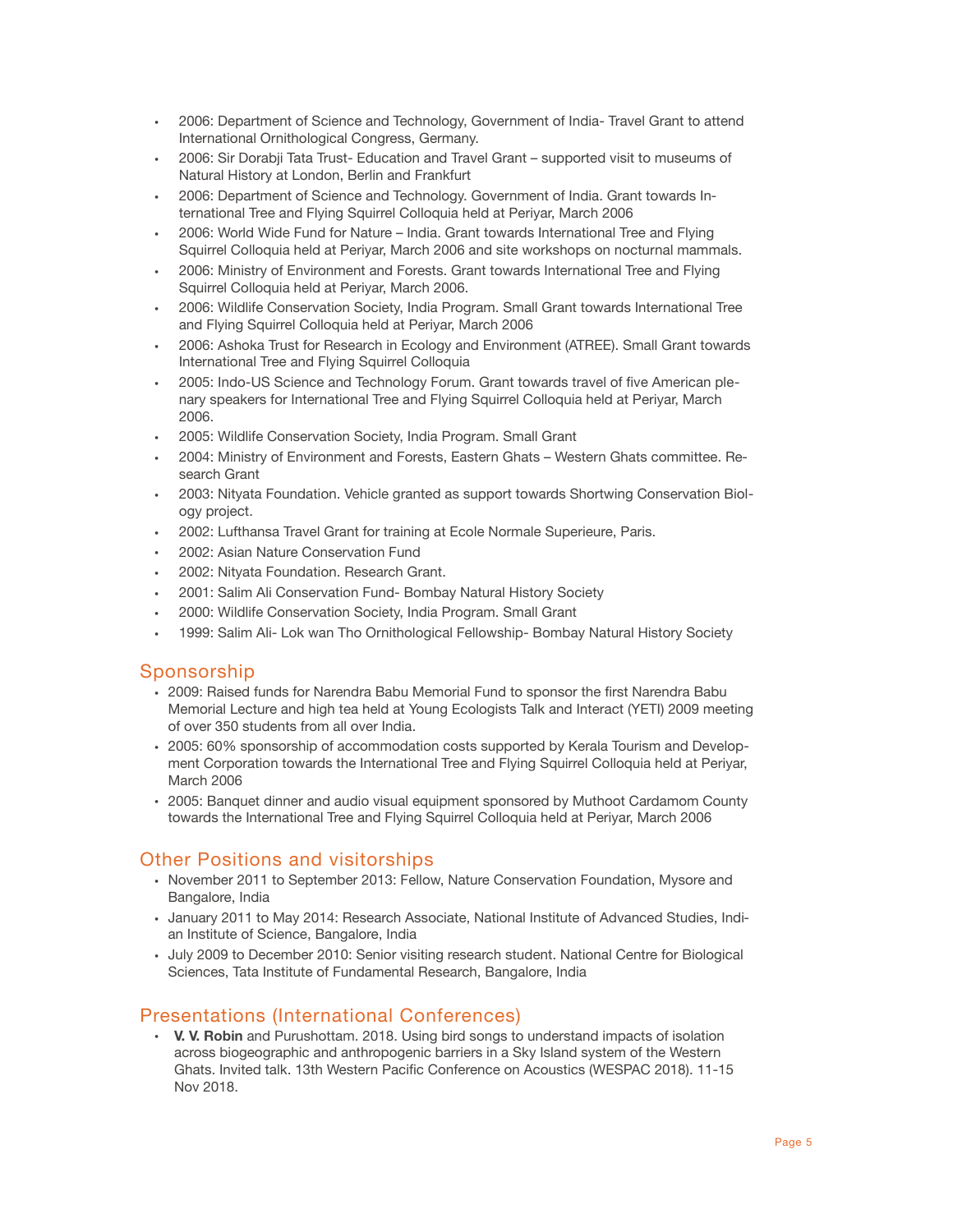- 2006: Department of Science and Technology, Government of India- Travel Grant to attend International Ornithological Congress, Germany.
- 2006: Sir Dorabji Tata Trust- Education and Travel Grant – supported visit to museums of Natural History at London, Berlin and Frankfurt
- 2006: Department of Science and Technology. Government of India. Grant towards International Tree and Flying Squirrel Colloquia held at Periyar, March 2006
- 2006: World Wide Fund for Nature – India. Grant towards International Tree and Flying Squirrel Colloquia held at Periyar, March 2006 and site workshops on nocturnal mammals.
- 2006: Ministry of Environment and Forests. Grant towards International Tree and Flying Squirrel Colloquia held at Periyar, March 2006.
- 2006: Wildlife Conservation Society, India Program. Small Grant towards International Tree and Flying Squirrel Colloquia held at Periyar, March 2006
- 2006: Ashoka Trust for Research in Ecology and Environment (ATREE). Small Grant towards International Tree and Flying Squirrel Colloquia
- 2005: Indo-US Science and Technology Forum. Grant towards travel of five American plenary speakers for International Tree and Flying Squirrel Colloquia held at Periyar, March 2006.
- 2005: Wildlife Conservation Society, India Program. Small Grant
- 2004: Ministry of Environment and Forests, Eastern Ghats – Western Ghats committee. Research Grant
- 2003: Nityata Foundation. Vehicle granted as support towards Shortwing Conservation Biology project.
- 2002: Lufthansa Travel Grant for training at Ecole Normale Superieure, Paris.
- 2002: Asian Nature Conservation Fund
- 2002: Nityata Foundation. Research Grant.
- 2001: Salim Ali Conservation Fund- Bombay Natural History Society
- 2000: Wildlife Conservation Society, India Program. Small Grant
- 1999: Salim Ali- Lok wan Tho Ornithological Fellowship- Bombay Natural History Society

## Sponsorship

- 2009: Raised funds for Narendra Babu Memorial Fund to sponsor the first Narendra Babu Memorial Lecture and high tea held at Young Ecologists Talk and Interact (YETI) 2009 meeting of over 350 students from all over India.
- 2005: 60% sponsorship of accommodation costs supported by Kerala Tourism and Development Corporation towards the International Tree and Flying Squirrel Colloquia held at Periyar, March 2006
- 2005: Banquet dinner and audio visual equipment sponsored by Muthoot Cardamom County towards the International Tree and Flying Squirrel Colloquia held at Periyar, March 2006

## Other Positions and visitorships

- November 2011 to September 2013: Fellow, Nature Conservation Foundation, Mysore and Bangalore, India
- January 2011 to May 2014: Research Associate, National Institute of Advanced Studies, Indian Institute of Science, Bangalore, India
- July 2009 to December 2010: Senior visiting research student. National Centre for Biological Sciences, Tata Institute of Fundamental Research, Bangalore, India

## Presentations (International Conferences)

- **V. V. Robin** and Purushottam. 2018. Using bird songs to understand impacts of isolation across biogeographic and anthropogenic barriers in a Sky Island system of the Western Ghats. Invited talk. 13th Western Pacific Conference on Acoustics (WESPAC 2018). 11-15 Nov 2018.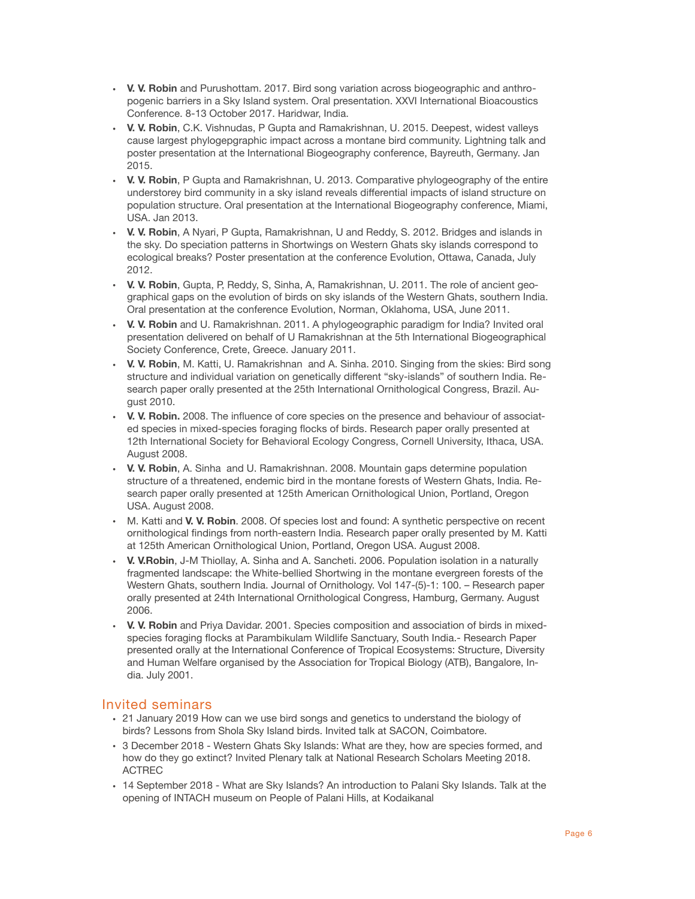- **V. V. Robin** and Purushottam. 2017. Bird song variation across biogeographic and anthropogenic barriers in a Sky Island system. Oral presentation. XXVI International Bioacoustics Conference. 8-13 October 2017. Haridwar, India.
- **V. V. Robin**, C.K. Vishnudas, P Gupta and Ramakrishnan, U. 2015. Deepest, widest valleys cause largest phylogepgraphic impact across a montane bird community. Lightning talk and poster presentation at the International Biogeography conference, Bayreuth, Germany. Jan 2015.
- **V. V. Robin**, P Gupta and Ramakrishnan, U. 2013. Comparative phylogeography of the entire understorey bird community in a sky island reveals differential impacts of island structure on population structure. Oral presentation at the International Biogeography conference, Miami, USA. Jan 2013.
- **V. V. Robin**, A Nyari, P Gupta, Ramakrishnan, U and Reddy, S. 2012. Bridges and islands in the sky. Do speciation patterns in Shortwings on Western Ghats sky islands correspond to ecological breaks? Poster presentation at the conference Evolution, Ottawa, Canada, July 2012.
- **V. V. Robin**, Gupta, P, Reddy, S, Sinha, A, Ramakrishnan, U. 2011. The role of ancient geographical gaps on the evolution of birds on sky islands of the Western Ghats, southern India. Oral presentation at the conference Evolution, Norman, Oklahoma, USA, June 2011.
- **V. V. Robin** and U. Ramakrishnan. 2011. A phylogeographic paradigm for India? Invited oral presentation delivered on behalf of U Ramakrishnan at the 5th International Biogeographical Society Conference, Crete, Greece. January 2011.
- **V. V. Robin**, M. Katti, U. Ramakrishnan and A. Sinha. 2010. Singing from the skies: Bird song structure and individual variation on genetically different "sky-islands" of southern India. Research paper orally presented at the 25th International Ornithological Congress, Brazil. August 2010.
- **V. V. Robin.** 2008. The influence of core species on the presence and behaviour of associated species in mixed-species foraging flocks of birds. Research paper orally presented at 12th International Society for Behavioral Ecology Congress, Cornell University, Ithaca, USA. August 2008.
- **V. V. Robin**, A. Sinha and U. Ramakrishnan. 2008. Mountain gaps determine population structure of a threatened, endemic bird in the montane forests of Western Ghats, India. Research paper orally presented at 125th American Ornithological Union, Portland, Oregon USA. August 2008.
- M. Katti and **V. V. Robin**. 2008. Of species lost and found: A synthetic perspective on recent ornithological findings from north-eastern India. Research paper orally presented by M. Katti at 125th American Ornithological Union, Portland, Oregon USA. August 2008.
- **V. V.Robin**, J-M Thiollay, A. Sinha and A. Sancheti. 2006. Population isolation in a naturally fragmented landscape: the White-bellied Shortwing in the montane evergreen forests of the Western Ghats, southern India. Journal of Ornithology. Vol 147-(5)-1: 100. – Research paper orally presented at 24th International Ornithological Congress, Hamburg, Germany. August 2006.
- **V. V. Robin** and Priya Davidar. 2001. Species composition and association of birds in mixed-species foraging flocks at Parambikulam Wildlife Sanctuary, South India.- Research Paper presented orally at the International Conference of Tropical Ecosystems: Structure, Diversity and Human Welfare organised by the Association for Tropical Biology (ATB), Bangalore, India. July 2001.

## Invited seminars

- 21 January 2019 How can we use bird songs and genetics to understand the biology of birds? Lessons from Shola Sky Island birds. Invited talk at SACON, Coimbatore.
- 3 December 2018 - Western Ghats Sky Islands: What are they, how are species formed, and how do they go extinct? Invited Plenary talk at National Research Scholars Meeting 2018. ACTREC
- 14 September 2018 - What are Sky Islands? An introduction to Palani Sky Islands. Talk at the opening of INTACH museum on People of Palani Hills, at Kodaikanal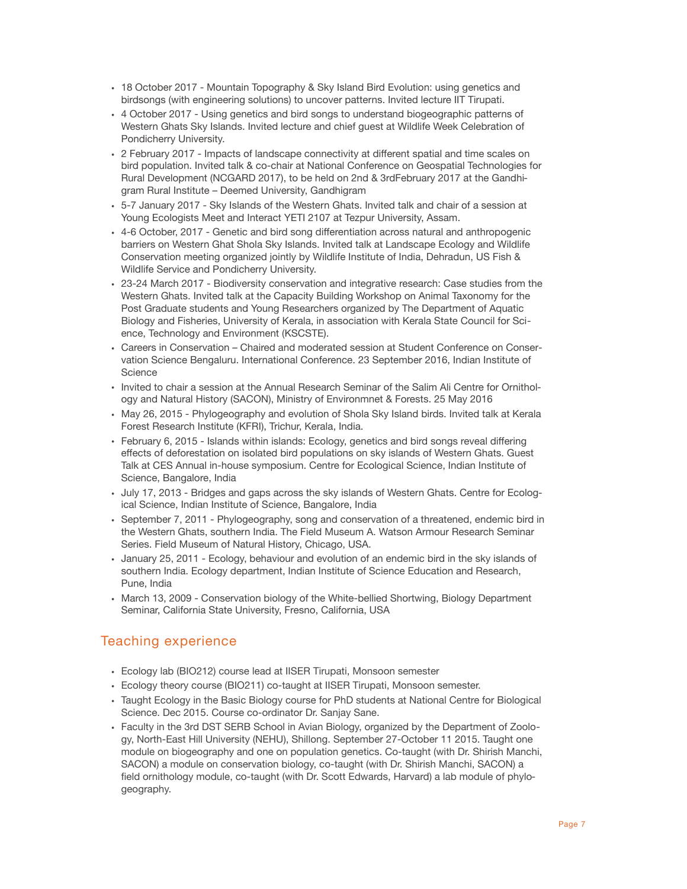- 18 October 2017 - Mountain Topography & Sky Island Bird Evolution: using genetics and birdsongs (with engineering solutions) to uncover patterns. Invited lecture IIT Tirupati.
- 4 October 2017 - Using genetics and bird songs to understand biogeographic patterns of Western Ghats Sky Islands. Invited lecture and chief guest at Wildlife Week Celebration of Pondicherry University.
- 2 February 2017 - Impacts of landscape connectivity at different spatial and time scales on bird population. Invited talk & co-chair at National Conference on Geospatial Technologies for Rural Development (NCGARD 2017), to be held on 2nd & 3rdFebruary 2017 at the Gandhigram Rural Institute – Deemed University, Gandhigram
- 5-7 January 2017 - Sky Islands of the Western Ghats. Invited talk and chair of a session at Young Ecologists Meet and Interact YETI 2107 at Tezpur University, Assam.
- 4-6 October, 2017 - Genetic and bird song differentiation across natural and anthropogenic barriers on Western Ghat Shola Sky Islands. Invited talk at Landscape Ecology and Wildlife Conservation meeting organized jointly by Wildlife Institute of India, Dehradun, US Fish & Wildlife Service and Pondicherry University.
- 23-24 March 2017 - Biodiversity conservation and integrative research: Case studies from the Western Ghats. Invited talk at the Capacity Building Workshop on Animal Taxonomy for the Post Graduate students and Young Researchers organized by The Department of Aquatic Biology and Fisheries, University of Kerala, in association with Kerala State Council for Science, Technology and Environment (KSCSTE).
- Careers in Conservation – Chaired and moderated session at Student Conference on Conservation Science Bengaluru. International Conference. 23 September 2016, Indian Institute of Science
- Invited to chair a session at the Annual Research Seminar of the Salim Ali Centre for Ornithology and Natural History (SACON), Ministry of Environmnet & Forests. 25 May 2016
- May 26, 2015 - Phylogeography and evolution of Shola Sky Island birds. Invited talk at Kerala Forest Research Institute (KFRI), Trichur, Kerala, India.
- February 6, 2015 - Islands within islands: Ecology, genetics and bird songs reveal differing effects of deforestation on isolated bird populations on sky islands of Western Ghats. Guest Talk at CES Annual in-house symposium. Centre for Ecological Science, Indian Institute of Science, Bangalore, India
- July 17, 2013 - Bridges and gaps across the sky islands of Western Ghats. Centre for Ecological Science, Indian Institute of Science, Bangalore, India
- September 7, 2011 - Phylogeography, song and conservation of a threatened, endemic bird in the Western Ghats, southern India. The Field Museum A. Watson Armour Research Seminar Series. Field Museum of Natural History, Chicago, USA.
- January 25, 2011 - Ecology, behaviour and evolution of an endemic bird in the sky islands of southern India. Ecology department, Indian Institute of Science Education and Research, Pune, India
- March 13, 2009 - Conservation biology of the White-bellied Shortwing, Biology Department Seminar, California State University, Fresno, California, USA

## Teaching experience

- Ecology lab (BIO212) course lead at IISER Tirupati, Monsoon semester
- Ecology theory course (BIO211) co-taught at IISER Tirupati, Monsoon semester.
- Taught Ecology in the Basic Biology course for PhD students at National Centre for Biological Science. Dec 2015. Course co-ordinator Dr. Sanjay Sane.
- Faculty in the 3rd DST SERB School in Avian Biology, organized by the Department of Zoology, North-East Hill University (NEHU), Shillong. September 27-October 11 2015. Taught one module on biogeography and one on population genetics. Co-taught (with Dr. Shirish Manchi, SACON) a module on conservation biology, co-taught (with Dr. Shirish Manchi, SACON) a field ornithology module, co-taught (with Dr. Scott Edwards, Harvard) a lab module of phylogeography.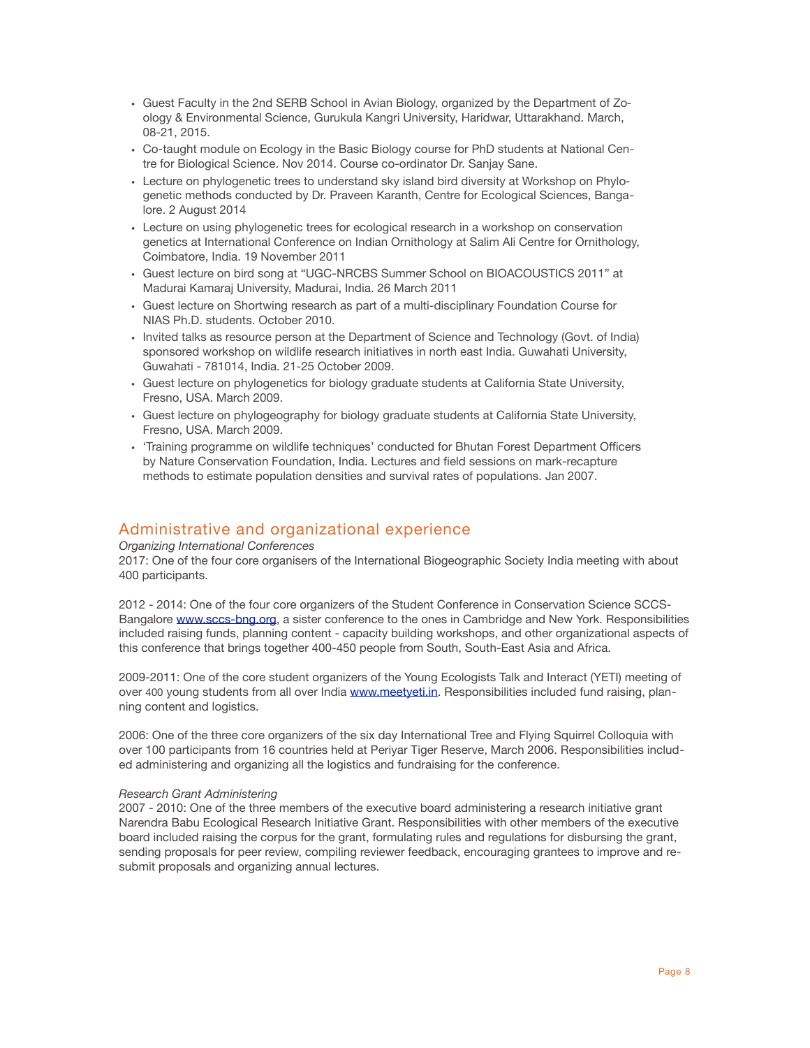- Guest Faculty in the 2nd SERB School in Avian Biology, organized by the Department of Zoology & Environmental Science, Gurukula Kangri University, Haridwar, Uttarakhand. March, 08-21, 2015.
- Co-taught module on Ecology in the Basic Biology course for PhD students at National Centre for Biological Science. Nov 2014. Course co-ordinator Dr. Sanjay Sane.
- Lecture on phylogenetic trees to understand sky island bird diversity at Workshop on Phylogenetic methods conducted by Dr. Praveen Karanth, Centre for Ecological Sciences, Bangalore. 2 August 2014
- Lecture on using phylogenetic trees for ecological research in a workshop on conservation genetics at International Conference on Indian Ornithology at Salim Ali Centre for Ornithology, Coimbatore, India. 19 November 2011
- Guest lecture on bird song at "UGC-NRCBS Summer School on BIOACOUSTICS 2011" at Madurai Kamaraj University, Madurai, India. 26 March 2011
- Guest lecture on Shortwing research as part of a multi-disciplinary Foundation Course for NIAS Ph.D. students. October 2010.
- Invited talks as resource person at the Department of Science and Technology (Govt. of India) sponsored workshop on wildlife research initiatives in north east India. Guwahati University, Guwahati - 781014, India. 21-25 October 2009.
- Guest lecture on phylogenetics for biology graduate students at California State University, Fresno, USA. March 2009.
- Guest lecture on phylogeography for biology graduate students at California State University, Fresno, USA. March 2009.
- 'Training programme on wildlife techniques' conducted for Bhutan Forest Department Officers by Nature Conservation Foundation, India. Lectures and field sessions on mark-recapture methods to estimate population densities and survival rates of populations. Jan 2007.

## Administrative and organizational experience

*Organizing International Conferences*

2017: One of the four core organisers of the International Biogeographic Society India meeting with about 400 participants.

2012 - 2014: One of the four core organizers of the Student Conference in Conservation Science SCCS-Bangalore www.sccs-bng.org, a sister conference to the ones in Cambridge and New York. Responsibilities included raising funds, planning content - capacity building workshops, and other organizational aspects of this conference that brings together 400-450 people from South, South-East Asia and Africa.

2009-2011: One of the core student organizers of the Young Ecologists Talk and Interact (YETI) meeting of over 400 young students from all over India www.meetyeti.in. Responsibilities included fund raising, planning content and logistics.

2006: One of the three core organizers of the six day International Tree and Flying Squirrel Colloquia with over 100 participants from 16 countries held at Periyar Tiger Reserve, March 2006. Responsibilities included administering and organizing all the logistics and fundraising for the conference.

*Research Grant Administering*

2007 - 2010: One of the three members of the executive board administering a research initiative grant Narendra Babu Ecological Research Initiative Grant. Responsibilities with other members of the executive board included raising the corpus for the grant, formulating rules and regulations for disbursing the grant, sending proposals for peer review, compiling reviewer feedback, encouraging grantees to improve and resubmit proposals and organizing annual lectures.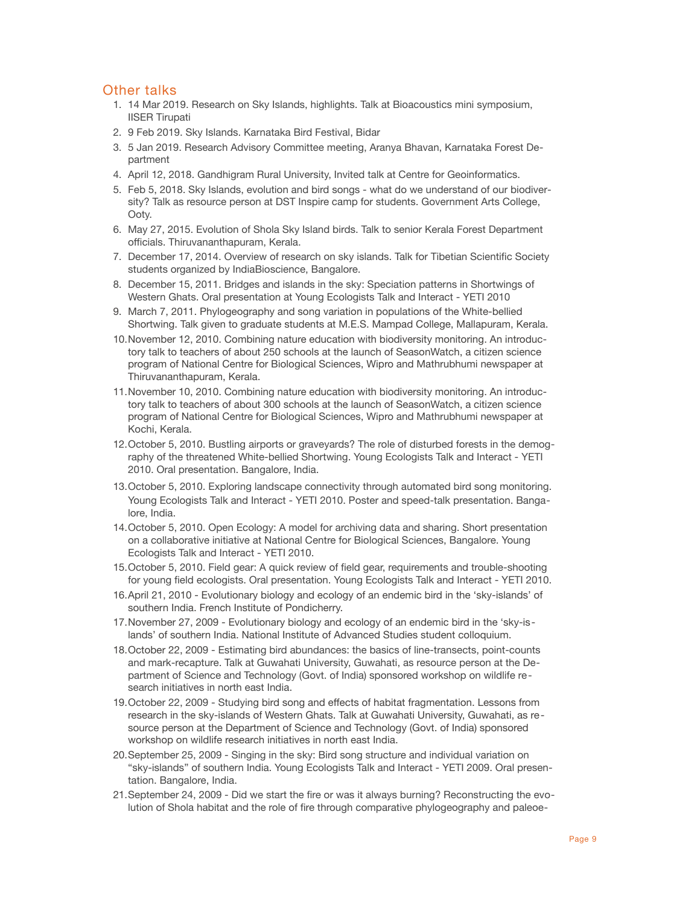## Other talks

1. 14 Mar 2019. Research on Sky Islands, highlights. Talk at Bioacoustics mini symposium, IISER Tirupati
2. 9 Feb 2019. Sky Islands. Karnataka Bird Festival, Bidar
3. 5 Jan 2019. Research Advisory Committee meeting, Aranya Bhavan, Karnataka Forest Department
4. April 12, 2018. Gandhigram Rural University, Invited talk at Centre for Geoinformatics.
5. Feb 5, 2018. Sky Islands, evolution and bird songs - what do we understand of our biodiversity? Talk as resource person at DST Inspire camp for students. Government Arts College, Ooty.
6. May 27, 2015. Evolution of Shola Sky Island birds. Talk to senior Kerala Forest Department officials. Thiruvananthapuram, Kerala.
7. December 17, 2014. Overview of research on sky islands. Talk for Tibetian Scientific Society students organized by IndiaBioscience, Bangalore.
8. December 15, 2011. Bridges and islands in the sky: Speciation patterns in Shortwings of Western Ghats. Oral presentation at Young Ecologists Talk and Interact - YETI 2010
9. March 7, 2011. Phylogeography and song variation in populations of the White-bellied Shortwing. Talk given to graduate students at M.E.S. Mampad College, Mallapuram, Kerala.
10. November 12, 2010. Combining nature education with biodiversity monitoring. An introductory talk to teachers of about 250 schools at the launch of SeasonWatch, a citizen science program of National Centre for Biological Sciences, Wipro and Mathrubhumi newspaper at Thiruvananthapuram, Kerala.
11. November 10, 2010. Combining nature education with biodiversity monitoring. An introductory talk to teachers of about 300 schools at the launch of SeasonWatch, a citizen science program of National Centre for Biological Sciences, Wipro and Mathrubhumi newspaper at Kochi, Kerala.
12. October 5, 2010. Bustling airports or graveyards? The role of disturbed forests in the demography of the threatened White-bellied Shortwing. Young Ecologists Talk and Interact - YETI 2010. Oral presentation. Bangalore, India.
13. October 5, 2010. Exploring landscape connectivity through automated bird song monitoring. Young Ecologists Talk and Interact - YETI 2010. Poster and speed-talk presentation. Bangalore, India.
14. October 5, 2010. Open Ecology: A model for archiving data and sharing. Short presentation on a collaborative initiative at National Centre for Biological Sciences, Bangalore. Young Ecologists Talk and Interact - YETI 2010.
15. October 5, 2010. Field gear: A quick review of field gear, requirements and trouble-shooting for young field ecologists. Oral presentation. Young Ecologists Talk and Interact - YETI 2010.
16. April 21, 2010 - Evolutionary biology and ecology of an endemic bird in the 'sky-islands' of southern India. French Institute of Pondicherry.
17. November 27, 2009 - Evolutionary biology and ecology of an endemic bird in the 'sky-islands' of southern India. National Institute of Advanced Studies student colloquium.
18. October 22, 2009 - Estimating bird abundances: the basics of line-transects, point-counts and mark-recapture. Talk at Guwahati University, Guwahati, as resource person at the Department of Science and Technology (Govt. of India) sponsored workshop on wildlife research initiatives in north east India.
19. October 22, 2009 - Studying bird song and effects of habitat fragmentation. Lessons from research in the sky-islands of Western Ghats. Talk at Guwahati University, Guwahati, as resource person at the Department of Science and Technology (Govt. of India) sponsored workshop on wildlife research initiatives in north east India.
20. September 25, 2009 - Singing in the sky: Bird song structure and individual variation on "sky-islands" of southern India. Young Ecologists Talk and Interact - YETI 2009. Oral presentation. Bangalore, India.
21. September 24, 2009 - Did we start the fire or was it always burning? Reconstructing the evolution of Shola habitat and the role of fire through comparative phylogeography and paleoe-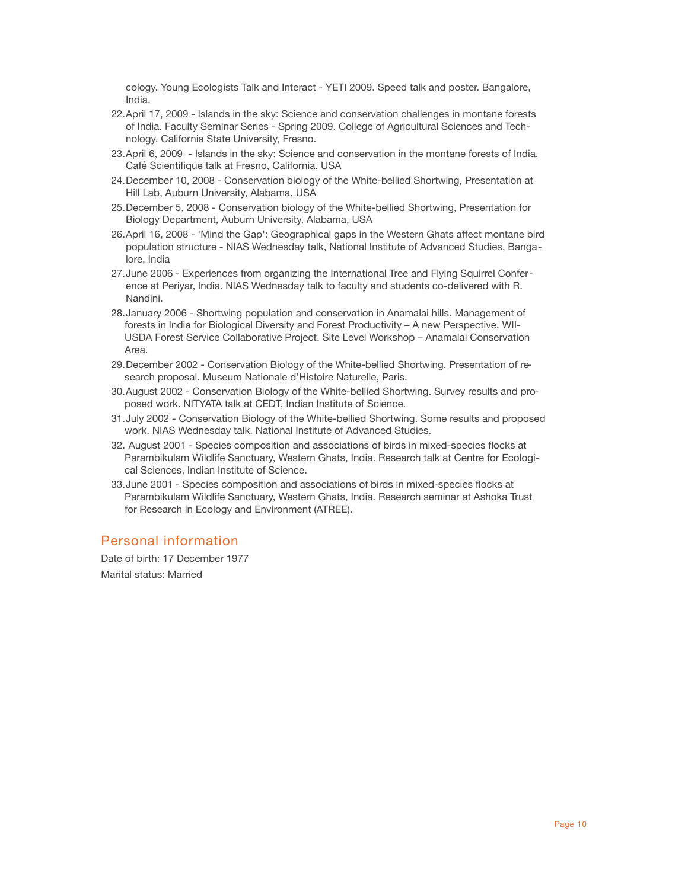cology. Young Ecologists Talk and Interact - YETI 2009. Speed talk and poster. Bangalore, India.

22. April 17, 2009 - Islands in the sky: Science and conservation challenges in montane forests of India. Faculty Seminar Series - Spring 2009. College of Agricultural Sciences and Technology. California State University, Fresno.
23. April 6, 2009 - Islands in the sky: Science and conservation in the montane forests of India. Café Scientifique talk at Fresno, California, USA
24. December 10, 2008 - Conservation biology of the White-bellied Shortwing, Presentation at Hill Lab, Auburn University, Alabama, USA
25. December 5, 2008 - Conservation biology of the White-bellied Shortwing, Presentation for Biology Department, Auburn University, Alabama, USA
26. April 16, 2008 - 'Mind the Gap': Geographical gaps in the Western Ghats affect montane bird population structure - NIAS Wednesday talk, National Institute of Advanced Studies, Bangalore, India
27. June 2006 - Experiences from organizing the International Tree and Flying Squirrel Conference at Periyar, India. NIAS Wednesday talk to faculty and students co-delivered with R. Nandini.
28. January 2006 - Shortwing population and conservation in Anamalai hills. Management of forests in India for Biological Diversity and Forest Productivity – A new Perspective. WII-USDA Forest Service Collaborative Project. Site Level Workshop – Anamalai Conservation Area.
29. December 2002 - Conservation Biology of the White-bellied Shortwing. Presentation of research proposal. Museum Nationale d'Histoire Naturelle, Paris.
30. August 2002 - Conservation Biology of the White-bellied Shortwing. Survey results and proposed work. NITYATA talk at CEDT, Indian Institute of Science.
31. July 2002 - Conservation Biology of the White-bellied Shortwing. Some results and proposed work. NIAS Wednesday talk. National Institute of Advanced Studies.
32. August 2001 - Species composition and associations of birds in mixed-species flocks at Parambikulam Wildlife Sanctuary, Western Ghats, India. Research talk at Centre for Ecological Sciences, Indian Institute of Science.
33. June 2001 - Species composition and associations of birds in mixed-species flocks at Parambikulam Wildlife Sanctuary, Western Ghats, India. Research seminar at Ashoka Trust for Research in Ecology and Environment (ATREE).

## Personal information

Date of birth: 17 December 1977

Marital status: Married